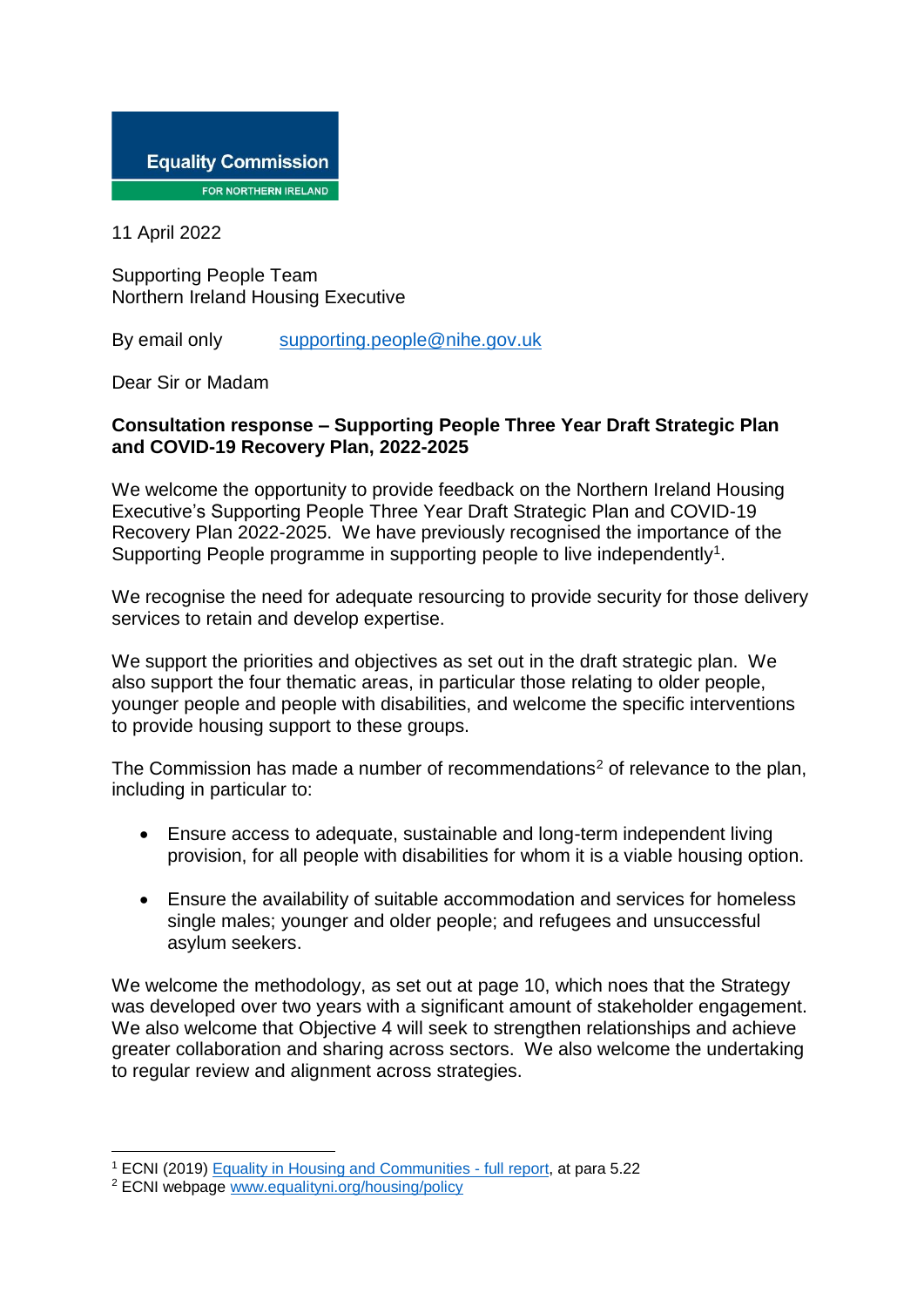Equality Commission FOR NORTHERN IRELAND

11 April 2022

Supporting People Team
Northern Ireland Housing Executive

By email only supporting.people@nihe.gov.uk

Dear Sir or Madam

**Consultation response – Supporting People Three Year Draft Strategic Plan and COVID-19 Recovery Plan, 2022-2025**

We welcome the opportunity to provide feedback on the Northern Ireland Housing Executive's Supporting People Three Year Draft Strategic Plan and COVID-19 Recovery Plan 2022-2025. We have previously recognised the importance of the Supporting People programme in supporting people to live independently[1].

We recognise the need for adequate resourcing to provide security for those delivery services to retain and develop expertise.

We support the priorities and objectives as set out in the draft strategic plan. We also support the four thematic areas, in particular those relating to older people, younger people and people with disabilities, and welcome the specific interventions to provide housing support to these groups.

The Commission has made a number of recommendations[2] of relevance to the plan, including in particular to:

- Ensure access to adequate, sustainable and long-term independent living provision, for all people with disabilities for whom it is a viable housing option.

- Ensure the availability of suitable accommodation and services for homeless single males; younger and older people; and refugees and unsuccessful asylum seekers.

We welcome the methodology, as set out at page 10, which noes that the Strategy was developed over two years with a significant amount of stakeholder engagement. We also welcome that Objective 4 will seek to strengthen relationships and achieve greater collaboration and sharing across sectors. We also welcome the undertaking to regular review and alignment across strategies.

---

[1] ECNI (2019) Equality in Housing and Communities - full report, at para 5.22

[2] ECNI webpage www.equalityni.org/housing/policy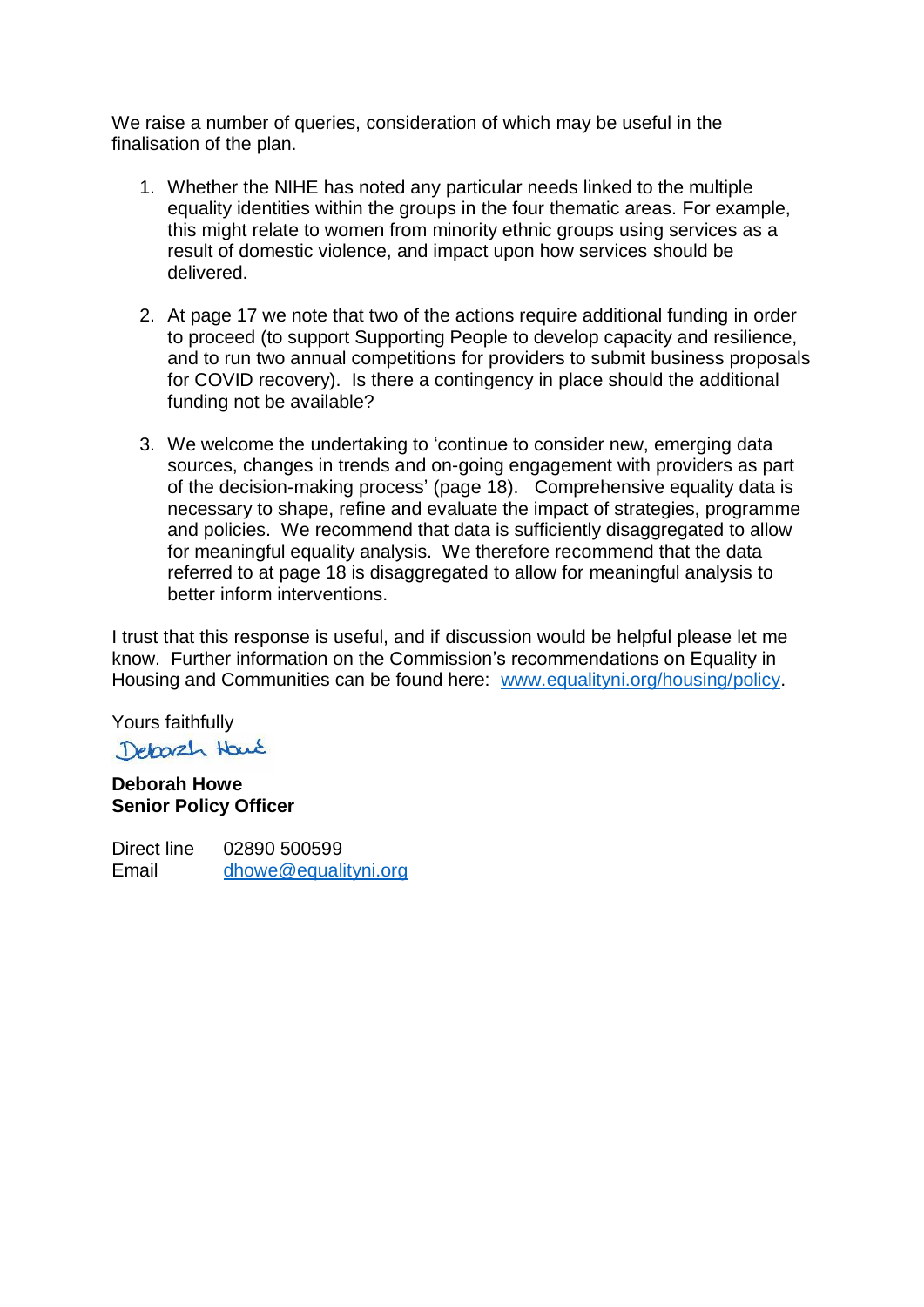We raise a number of queries, consideration of which may be useful in the finalisation of the plan.

1. Whether the NIHE has noted any particular needs linked to the multiple equality identities within the groups in the four thematic areas. For example, this might relate to women from minority ethnic groups using services as a result of domestic violence, and impact upon how services should be delivered.

2. At page 17 we note that two of the actions require additional funding in order to proceed (to support Supporting People to develop capacity and resilience, and to run two annual competitions for providers to submit business proposals for COVID recovery). Is there a contingency in place should the additional funding not be available?

3. We welcome the undertaking to 'continue to consider new, emerging data sources, changes in trends and on-going engagement with providers as part of the decision-making process' (page 18). Comprehensive equality data is necessary to shape, refine and evaluate the impact of strategies, programme and policies. We recommend that data is sufficiently disaggregated to allow for meaningful equality analysis. We therefore recommend that the data referred to at page 18 is disaggregated to allow for meaningful analysis to better inform interventions.

I trust that this response is useful, and if discussion would be helpful please let me know. Further information on the Commission's recommendations on Equality in Housing and Communities can be found here: [www.equalityni.org/housing/policy](http://www.equalityni.org/housing/policy).

Yours faithfully

Deborah Howe

**Deborah Howe**
**Senior Policy Officer**

Direct line 02890 500599
Email [dhowe@equalityni.org](mailto:dhowe@equalityni.org)